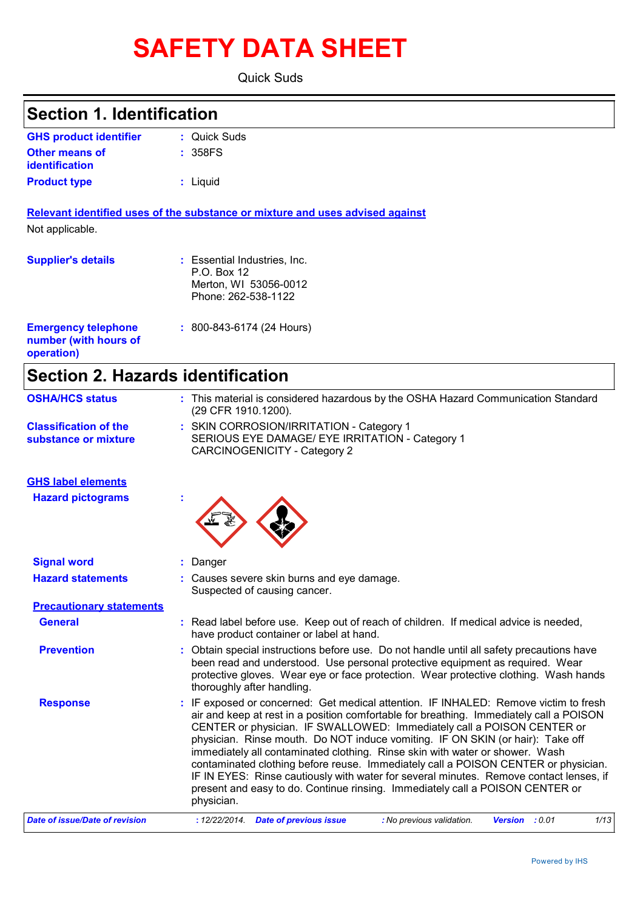# SAFETY DATA SHEET

Quick Suds

## Section 1. Identification

| | |
|---|---|
| **GHS product identifier** | : Quick Suds |
| **Other means of identification** | : 358FS |
| **Product type** | : Liquid |

**Relevant identified uses of the substance or mixture and uses advised against**

Not applicable.

| | |
|---|---|
| **Supplier's details** | : Essential Industries, Inc.<br>P.O. Box 12<br>Merton, WI 53056-0012<br>Phone: 262-538-1122 |
| **Emergency telephone number (with hours of operation)** | : 800-843-6174 (24 Hours) |

## Section 2. Hazards identification

| | |
|---|---|
| **OSHA/HCS status** | : This material is considered hazardous by the OSHA Hazard Communication Standard (29 CFR 1910.1200). |
| **Classification of the substance or mixture** | : SKIN CORROSION/IRRITATION - Category 1<br>SERIOUS EYE DAMAGE/ EYE IRRITATION - Category 1<br>CARCINOGENICITY - Category 2 |

**GHS label elements**

**Hazard pictograms** :

**Signal word** : Danger

**Hazard statements** : Causes severe skin burns and eye damage.
Suspected of causing cancer.

**Precautionary statements**

**General** : Read label before use. Keep out of reach of children. If medical advice is needed, have product container or label at hand.

**Prevention** : Obtain special instructions before use. Do not handle until all safety precautions have been read and understood. Use personal protective equipment as required. Wear protective gloves. Wear eye or face protection. Wear protective clothing. Wash hands thoroughly after handling.

**Response** : IF exposed or concerned: Get medical attention. IF INHALED: Remove victim to fresh air and keep at rest in a position comfortable for breathing. Immediately call a POISON CENTER or physician. IF SWALLOWED: Immediately call a POISON CENTER or physician. Rinse mouth. Do NOT induce vomiting. IF ON SKIN (or hair): Take off immediately all contaminated clothing. Rinse skin with water or shower. Wash contaminated clothing before reuse. Immediately call a POISON CENTER or physician. IF IN EYES: Rinse cautiously with water for several minutes. Remove contact lenses, if present and easy to do. Continue rinsing. Immediately call a POISON CENTER or physician.

*Date of issue/Date of revision* : 12/22/2014. *Date of previous issue* : No previous validation. *Version* : 0.01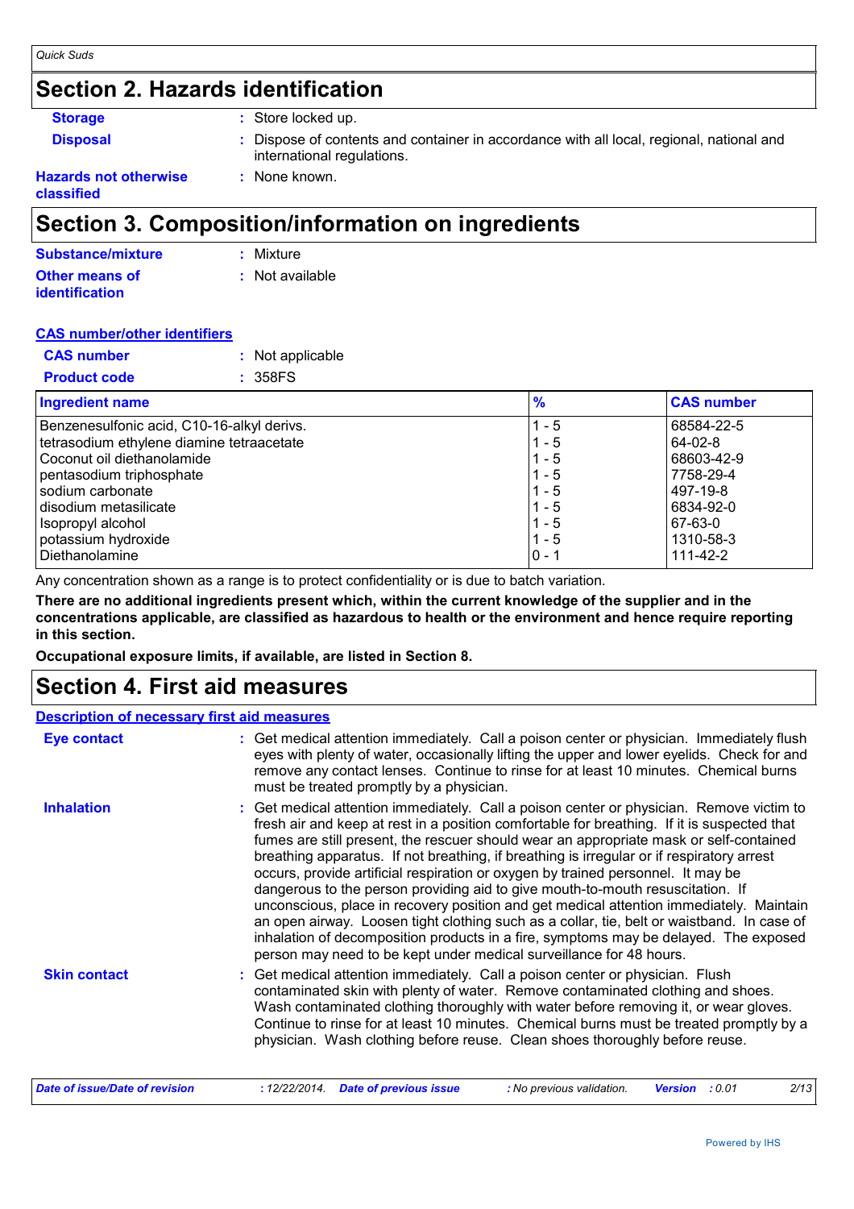## Section 2. Hazards identification

**Storage** : Store locked up.

**Disposal** : Dispose of contents and container in accordance with all local, regional, national and international regulations.

**Hazards not otherwise classified** : None known.

## Section 3. Composition/information on ingredients

**Substance/mixture** : Mixture

**Other means of identification** : Not available

**CAS number/other identifiers**

**CAS number** : Not applicable

**Product code** : 358FS

| Ingredient name | % | CAS number |
|---|---|---|
| Benzenesulfonic acid, C10-16-alkyl derivs. | 1 - 5 | 68584-22-5 |
| tetrasodium ethylene diamine tetraacetate | 1 - 5 | 64-02-8 |
| Coconut oil diethanolamide | 1 - 5 | 68603-42-9 |
| pentasodium triphosphate | 1 - 5 | 7758-29-4 |
| sodium carbonate | 1 - 5 | 497-19-8 |
| disodium metasilicate | 1 - 5 | 6834-92-0 |
| Isopropyl alcohol | 1 - 5 | 67-63-0 |
| potassium hydroxide | 1 - 5 | 1310-58-3 |
| Diethanolamine | 0 - 1 | 111-42-2 |

Any concentration shown as a range is to protect confidentiality or is due to batch variation.

**There are no additional ingredients present which, within the current knowledge of the supplier and in the concentrations applicable, are classified as hazardous to health or the environment and hence require reporting in this section.**

**Occupational exposure limits, if available, are listed in Section 8.**

## Section 4. First aid measures

**Description of necessary first aid measures**

**Eye contact** : Get medical attention immediately. Call a poison center or physician. Immediately flush eyes with plenty of water, occasionally lifting the upper and lower eyelids. Check for and remove any contact lenses. Continue to rinse for at least 10 minutes. Chemical burns must be treated promptly by a physician.

**Inhalation** : Get medical attention immediately. Call a poison center or physician. Remove victim to fresh air and keep at rest in a position comfortable for breathing. If it is suspected that fumes are still present, the rescuer should wear an appropriate mask or self-contained breathing apparatus. If not breathing, if breathing is irregular or if respiratory arrest occurs, provide artificial respiration or oxygen by trained personnel. It may be dangerous to the person providing aid to give mouth-to-mouth resuscitation. If unconscious, place in recovery position and get medical attention immediately. Maintain an open airway. Loosen tight clothing such as a collar, tie, belt or waistband. In case of inhalation of decomposition products in a fire, symptoms may be delayed. The exposed person may need to be kept under medical surveillance for 48 hours.

**Skin contact** : Get medical attention immediately. Call a poison center or physician. Flush contaminated skin with plenty of water. Remove contaminated clothing and shoes. Wash contaminated clothing thoroughly with water before removing it, or wear gloves. Continue to rinse for at least 10 minutes. Chemical burns must be treated promptly by a physician. Wash clothing before reuse. Clean shoes thoroughly before reuse.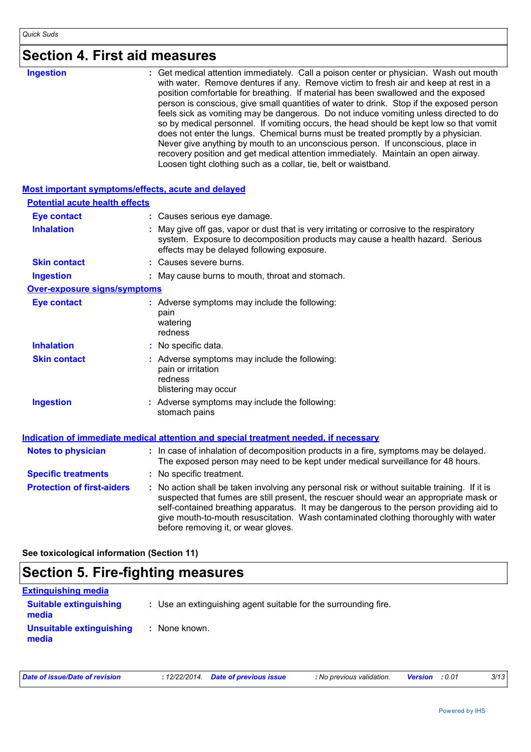## Section 4. First aid measures

| | |
|---|---|
| **Ingestion** | : Get medical attention immediately. Call a poison center or physician. Wash out mouth with water. Remove dentures if any. Remove victim to fresh air and keep at rest in a position comfortable for breathing. If material has been swallowed and the exposed person is conscious, give small quantities of water to drink. Stop if the exposed person feels sick as vomiting may be dangerous. Do not induce vomiting unless directed to do so by medical personnel. If vomiting occurs, the head should be kept low so that vomit does not enter the lungs. Chemical burns must be treated promptly by a physician. Never give anything by mouth to an unconscious person. If unconscious, place in recovery position and get medical attention immediately. Maintain an open airway. Loosen tight clothing such as a collar, tie, belt or waistband. |

### Most important symptoms/effects, acute and delayed

#### Potential acute health effects

| | |
|---|---|
| **Eye contact** | : Causes serious eye damage. |
| **Inhalation** | : May give off gas, vapor or dust that is very irritating or corrosive to the respiratory system. Exposure to decomposition products may cause a health hazard. Serious effects may be delayed following exposure. |
| **Skin contact** | : Causes severe burns. |
| **Ingestion** | : May cause burns to mouth, throat and stomach. |

#### Over-exposure signs/symptoms

| | |
|---|---|
| **Eye contact** | : Adverse symptoms may include the following: pain watering redness |
| **Inhalation** | : No specific data. |
| **Skin contact** | : Adverse symptoms may include the following: pain or irritation redness blistering may occur |
| **Ingestion** | : Adverse symptoms may include the following: stomach pains |

### Indication of immediate medical attention and special treatment needed, if necessary

| | |
|---|---|
| **Notes to physician** | : In case of inhalation of decomposition products in a fire, symptoms may be delayed. The exposed person may need to be kept under medical surveillance for 48 hours. |
| **Specific treatments** | : No specific treatment. |
| **Protection of first-aiders** | : No action shall be taken involving any personal risk or without suitable training. If it is suspected that fumes are still present, the rescuer should wear an appropriate mask or self-contained breathing apparatus. It may be dangerous to the person providing aid to give mouth-to-mouth resuscitation. Wash contaminated clothing thoroughly with water before removing it, or wear gloves. |

**See toxicological information (Section 11)**

## Section 5. Fire-fighting measures

### Extinguishing media

| | |
|---|---|
| **Suitable extinguishing media** | : Use an extinguishing agent suitable for the surrounding fire. |
| **Unsuitable extinguishing media** | : None known. |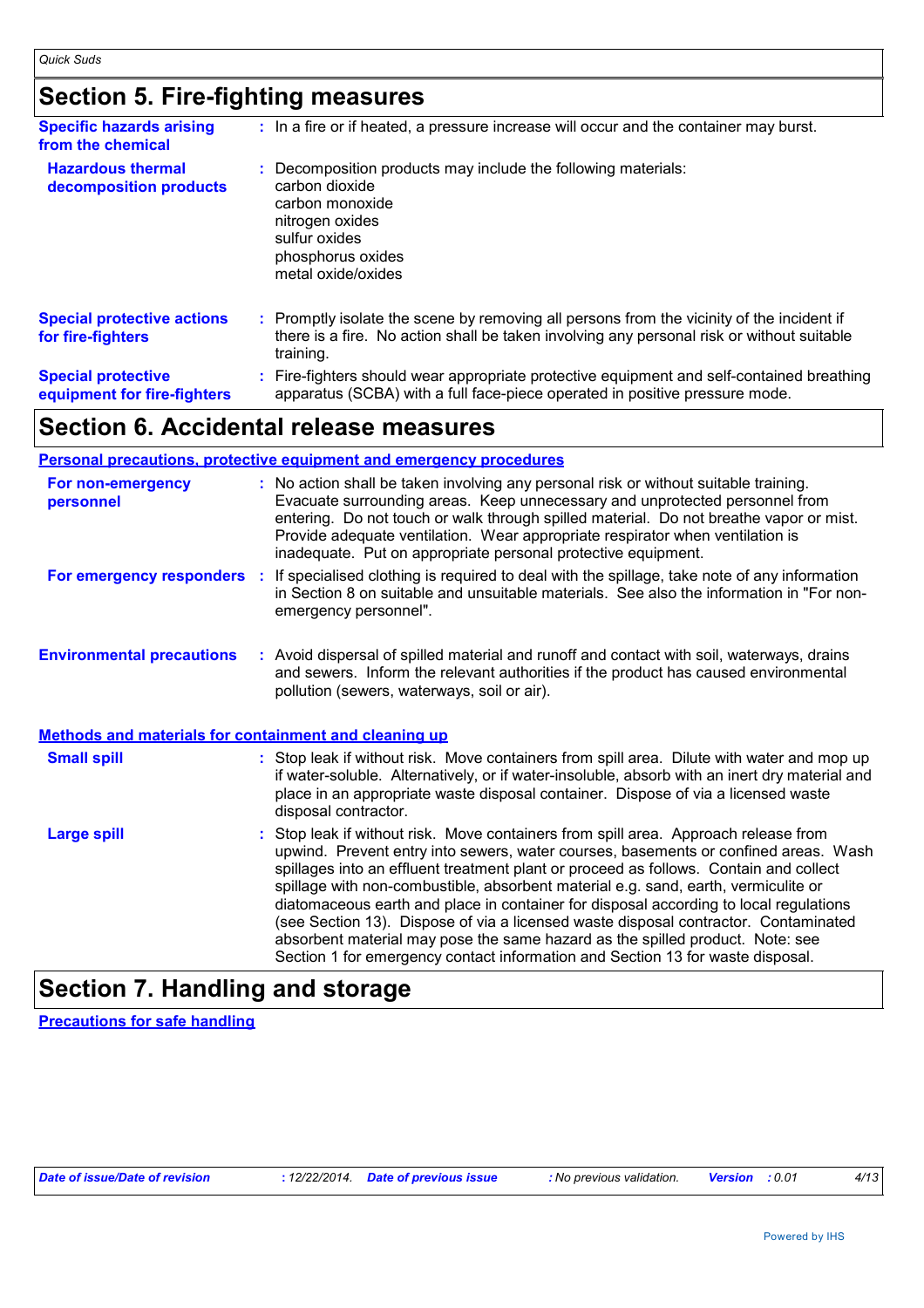## Section 5. Fire-fighting measures

**Specific hazards arising from the chemical** : In a fire or if heated, a pressure increase will occur and the container may burst.

**Hazardous thermal decomposition products** : Decomposition products may include the following materials:
carbon dioxide
carbon monoxide
nitrogen oxides
sulfur oxides
phosphorus oxides
metal oxide/oxides

**Special protective actions for fire-fighters** : Promptly isolate the scene by removing all persons from the vicinity of the incident if there is a fire. No action shall be taken involving any personal risk or without suitable training.

**Special protective equipment for fire-fighters** : Fire-fighters should wear appropriate protective equipment and self-contained breathing apparatus (SCBA) with a full face-piece operated in positive pressure mode.

## Section 6. Accidental release measures

### Personal precautions, protective equipment and emergency procedures

**For non-emergency personnel** : No action shall be taken involving any personal risk or without suitable training. Evacuate surrounding areas. Keep unnecessary and unprotected personnel from entering. Do not touch or walk through spilled material. Do not breathe vapor or mist. Provide adequate ventilation. Wear appropriate respirator when ventilation is inadequate. Put on appropriate personal protective equipment.

**For emergency responders** : If specialised clothing is required to deal with the spillage, take note of any information in Section 8 on suitable and unsuitable materials. See also the information in "For non-emergency personnel".

**Environmental precautions** : Avoid dispersal of spilled material and runoff and contact with soil, waterways, drains and sewers. Inform the relevant authorities if the product has caused environmental pollution (sewers, waterways, soil or air).

### Methods and materials for containment and cleaning up

**Small spill** : Stop leak if without risk. Move containers from spill area. Dilute with water and mop up if water-soluble. Alternatively, or if water-insoluble, absorb with an inert dry material and place in an appropriate waste disposal container. Dispose of via a licensed waste disposal contractor.

**Large spill** : Stop leak if without risk. Move containers from spill area. Approach release from upwind. Prevent entry into sewers, water courses, basements or confined areas. Wash spillages into an effluent treatment plant or proceed as follows. Contain and collect spillage with non-combustible, absorbent material e.g. sand, earth, vermiculite or diatomaceous earth and place in container for disposal according to local regulations (see Section 13). Dispose of via a licensed waste disposal contractor. Contaminated absorbent material may pose the same hazard as the spilled product. Note: see Section 1 for emergency contact information and Section 13 for waste disposal.

## Section 7. Handling and storage

### Precautions for safe handling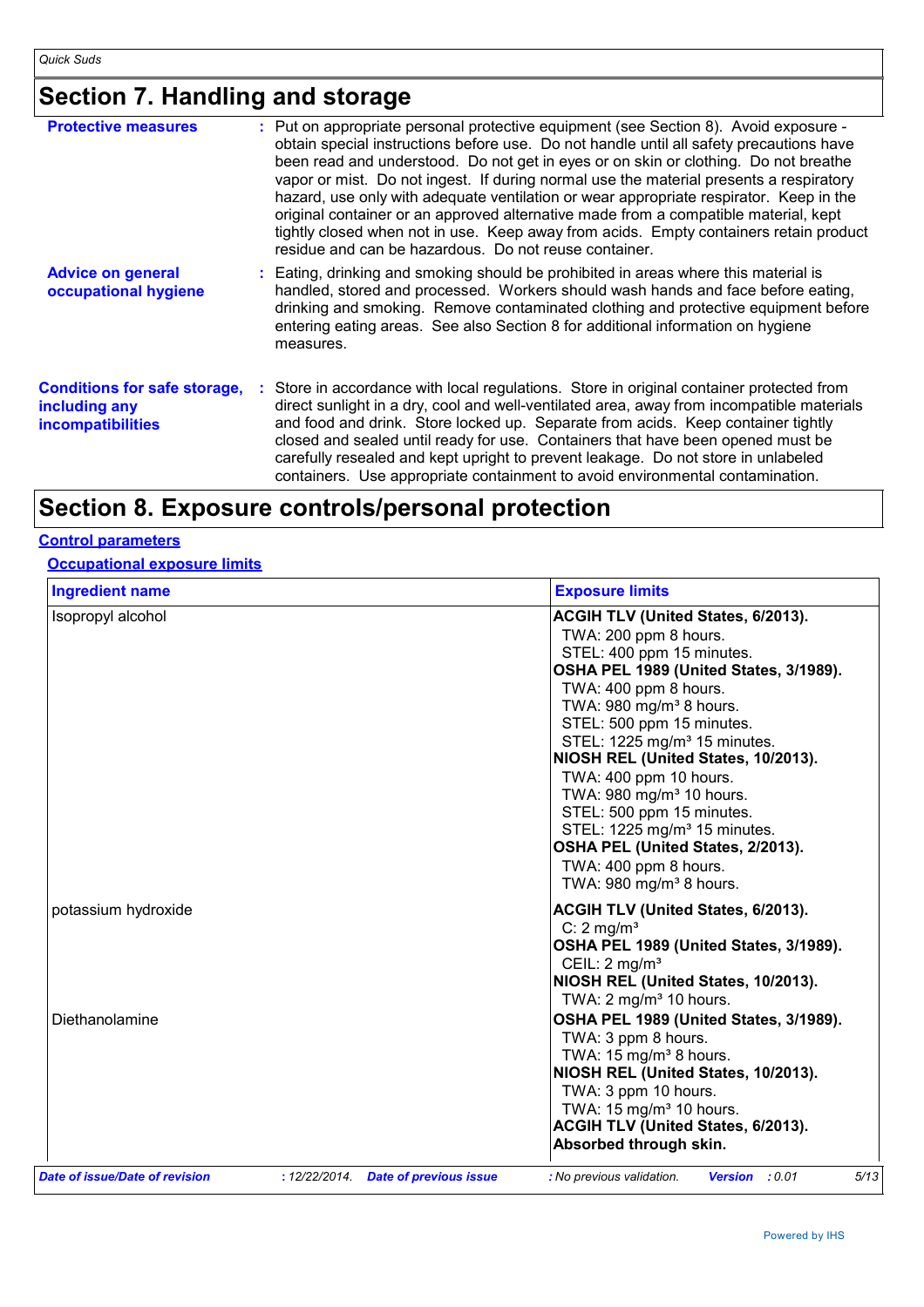## Section 7. Handling and storage

**Protective measures** : Put on appropriate personal protective equipment (see Section 8). Avoid exposure - obtain special instructions before use. Do not handle until all safety precautions have been read and understood. Do not get in eyes or on skin or clothing. Do not breathe vapor or mist. Do not ingest. If during normal use the material presents a respiratory hazard, use only with adequate ventilation or wear appropriate respirator. Keep in the original container or an approved alternative made from a compatible material, kept tightly closed when not in use. Keep away from acids. Empty containers retain product residue and can be hazardous. Do not reuse container.

**Advice on general occupational hygiene** : Eating, drinking and smoking should be prohibited in areas where this material is handled, stored and processed. Workers should wash hands and face before eating, drinking and smoking. Remove contaminated clothing and protective equipment before entering eating areas. See also Section 8 for additional information on hygiene measures.

**Conditions for safe storage, including any incompatibilities** : Store in accordance with local regulations. Store in original container protected from direct sunlight in a dry, cool and well-ventilated area, away from incompatible materials and food and drink. Store locked up. Separate from acids. Keep container tightly closed and sealed until ready for use. Containers that have been opened must be carefully resealed and kept upright to prevent leakage. Do not store in unlabeled containers. Use appropriate containment to avoid environmental contamination.

## Section 8. Exposure controls/personal protection

### Control parameters

#### Occupational exposure limits

| Ingredient name | Exposure limits |
|---|---|
| Isopropyl alcohol | **ACGIH TLV (United States, 6/2013).**<br>TWA: 200 ppm 8 hours.<br>STEL: 400 ppm 15 minutes.<br>**OSHA PEL 1989 (United States, 3/1989).**<br>TWA: 400 ppm 8 hours.<br>TWA: 980 $mg/m^3$ 8 hours.<br>STEL: 500 ppm 15 minutes.<br>STEL: 1225 $mg/m^3$ 15 minutes.<br>**NIOSH REL (United States, 10/2013).**<br>TWA: 400 ppm 10 hours.<br>TWA: 980 $mg/m^3$ 10 hours.<br>STEL: 500 ppm 15 minutes.<br>STEL: 1225 $mg/m^3$ 15 minutes.<br>**OSHA PEL (United States, 2/2013).**<br>TWA: 400 ppm 8 hours.<br>TWA: 980 $mg/m^3$ 8 hours. |
| potassium hydroxide | **ACGIH TLV (United States, 6/2013).**<br>C: 2 $mg/m^3$<br>**OSHA PEL 1989 (United States, 3/1989).**<br>CEIL: 2 $mg/m^3$<br>**NIOSH REL (United States, 10/2013).**<br>TWA: 2 $mg/m^3$ 10 hours. |
| Diethanolamine | **OSHA PEL 1989 (United States, 3/1989).**<br>TWA: 3 ppm 8 hours.<br>TWA: 15 $mg/m^3$ 8 hours.<br>**NIOSH REL (United States, 10/2013).**<br>TWA: 3 ppm 10 hours.<br>TWA: 15 $mg/m^3$ 10 hours.<br>**ACGIH TLV (United States, 6/2013).**<br>**Absorbed through skin.** |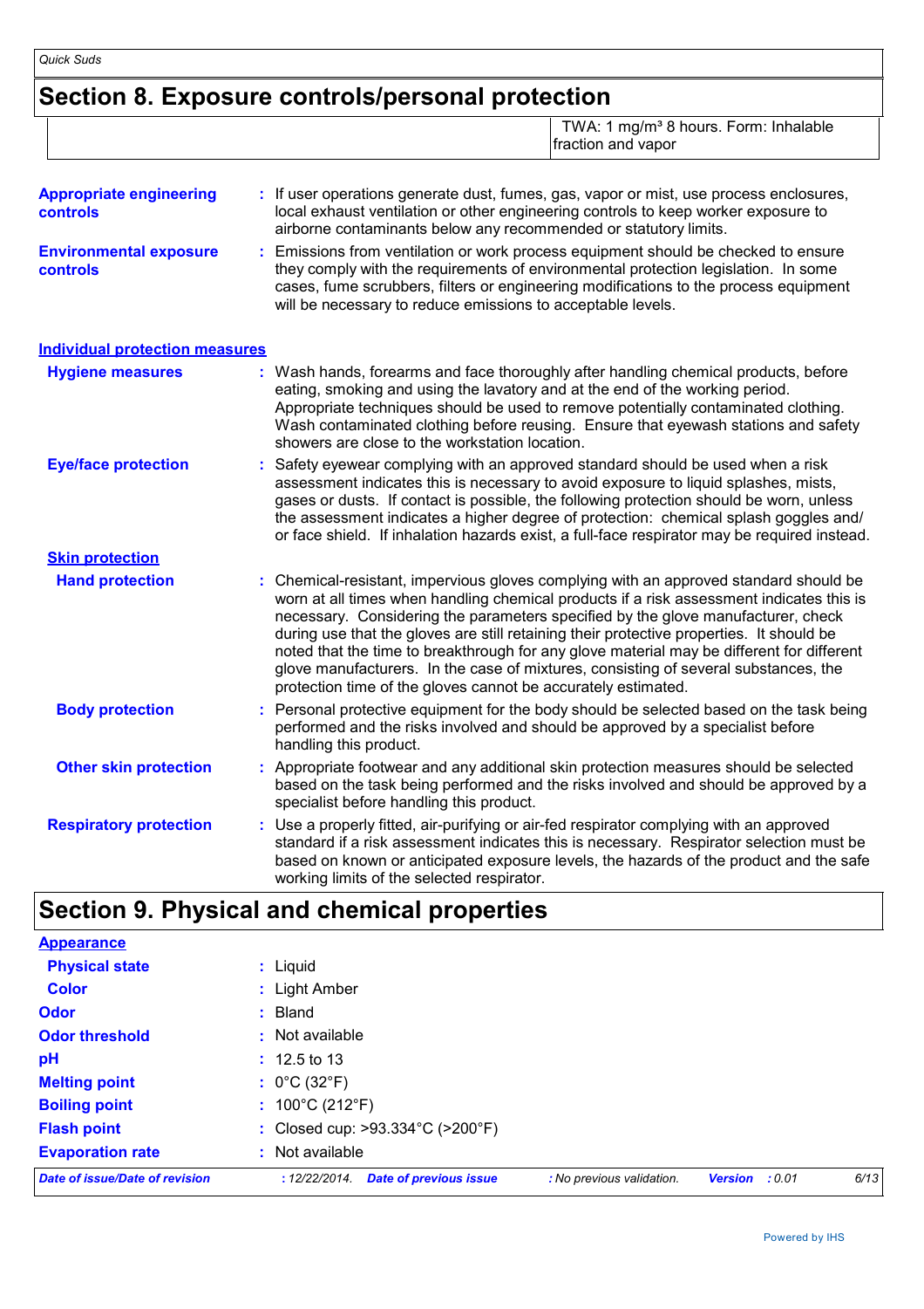## Section 8. Exposure controls/personal protection

| | |
|---|---|
| | TWA: 1 mg/m³ 8 hours. Form: Inhalable fraction and vapor |

**Appropriate engineering controls** : If user operations generate dust, fumes, gas, vapor or mist, use process enclosures, local exhaust ventilation or other engineering controls to keep worker exposure to airborne contaminants below any recommended or statutory limits.

**Environmental exposure controls** : Emissions from ventilation or work process equipment should be checked to ensure they comply with the requirements of environmental protection legislation. In some cases, fume scrubbers, filters or engineering modifications to the process equipment will be necessary to reduce emissions to acceptable levels.

### Individual protection measures

**Hygiene measures** : Wash hands, forearms and face thoroughly after handling chemical products, before eating, smoking and using the lavatory and at the end of the working period. Appropriate techniques should be used to remove potentially contaminated clothing. Wash contaminated clothing before reusing. Ensure that eyewash stations and safety showers are close to the workstation location.

**Eye/face protection** : Safety eyewear complying with an approved standard should be used when a risk assessment indicates this is necessary to avoid exposure to liquid splashes, mists, gases or dusts. If contact is possible, the following protection should be worn, unless the assessment indicates a higher degree of protection: chemical splash goggles and/ or face shield. If inhalation hazards exist, a full-face respirator may be required instead.

**Skin protection**

**Hand protection** : Chemical-resistant, impervious gloves complying with an approved standard should be worn at all times when handling chemical products if a risk assessment indicates this is necessary. Considering the parameters specified by the glove manufacturer, check during use that the gloves are still retaining their protective properties. It should be noted that the time to breakthrough for any glove material may be different for different glove manufacturers. In the case of mixtures, consisting of several substances, the protection time of the gloves cannot be accurately estimated.

**Body protection** : Personal protective equipment for the body should be selected based on the task being performed and the risks involved and should be approved by a specialist before handling this product.

**Other skin protection** : Appropriate footwear and any additional skin protection measures should be selected based on the task being performed and the risks involved and should be approved by a specialist before handling this product.

**Respiratory protection** : Use a properly fitted, air-purifying or air-fed respirator complying with an approved standard if a risk assessment indicates this is necessary. Respirator selection must be based on known or anticipated exposure levels, the hazards of the product and the safe working limits of the selected respirator.

## Section 9. Physical and chemical properties

**Appearance**

**Physical state** : Liquid

**Color** : Light Amber

**Odor** : Bland

**Odor threshold** : Not available

**pH** : 12.5 to 13

**Melting point** : 0°C (32°F)

**Boiling point** : 100°C (212°F)

**Flash point** : Closed cup: >93.334°C (>200°F)

**Evaporation rate** : Not available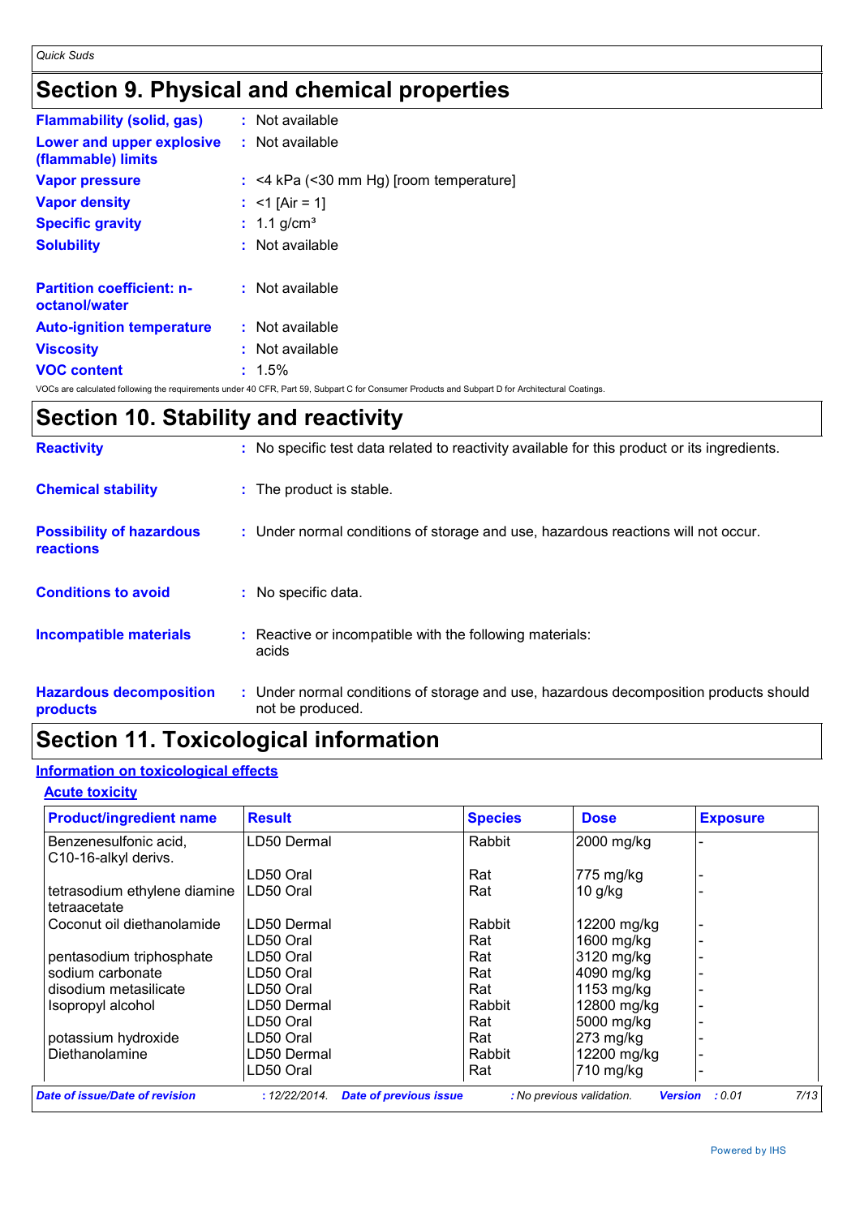## Section 9. Physical and chemical properties

| | | |
|---|---|---|
| **Flammability (solid, gas)** | : | Not available |
| **Lower and upper explosive (flammable) limits** | : | Not available |
| **Vapor pressure** | : | <4 kPa (<30 mm Hg) [room temperature] |
| **Vapor density** | : | <1 [Air = 1] |
| **Specific gravity** | : | 1.1 g/cm³ |
| **Solubility** | : | Not available |
| **Partition coefficient: n-octanol/water** | : | Not available |
| **Auto-ignition temperature** | : | Not available |
| **Viscosity** | : | Not available |
| **VOC content** | : | 1.5% |

VOCs are calculated following the requirements under 40 CFR, Part 59, Subpart C for Consumer Products and Subpart D for Architectural Coatings.

## Section 10. Stability and reactivity

| | | |
|---|---|---|
| **Reactivity** | : | No specific test data related to reactivity available for this product or its ingredients. |
| **Chemical stability** | : | The product is stable. |
| **Possibility of hazardous reactions** | : | Under normal conditions of storage and use, hazardous reactions will not occur. |
| **Conditions to avoid** | : | No specific data. |
| **Incompatible materials** | : | Reactive or incompatible with the following materials: acids |
| **Hazardous decomposition products** | : | Under normal conditions of storage and use, hazardous decomposition products should not be produced. |

## Section 11. Toxicological information

### Information on toxicological effects

#### Acute toxicity

| Product/ingredient name | Result | Species | Dose | Exposure |
|---|---|---|---|---|
| Benzenesulfonic acid, C10-16-alkyl derivs. | LD50 Dermal | Rabbit | 2000 mg/kg | - |
| | LD50 Oral | Rat | 775 mg/kg | - |
| tetrasodium ethylene diamine tetraacetate | LD50 Oral | Rat | 10 g/kg | - |
| Coconut oil diethanolamide | LD50 Dermal | Rabbit | 12200 mg/kg | - |
| | LD50 Oral | Rat | 1600 mg/kg | - |
| pentasodium triphosphate | LD50 Oral | Rat | 3120 mg/kg | - |
| sodium carbonate | LD50 Oral | Rat | 4090 mg/kg | - |
| disodium metasilicate | LD50 Oral | Rat | 1153 mg/kg | - |
| Isopropyl alcohol | LD50 Dermal | Rabbit | 12800 mg/kg | - |
| | LD50 Oral | Rat | 5000 mg/kg | - |
| potassium hydroxide | LD50 Oral | Rat | 273 mg/kg | - |
| Diethanolamine | LD50 Dermal | Rabbit | 12200 mg/kg | - |
| | LD50 Oral | Rat | 710 mg/kg | - |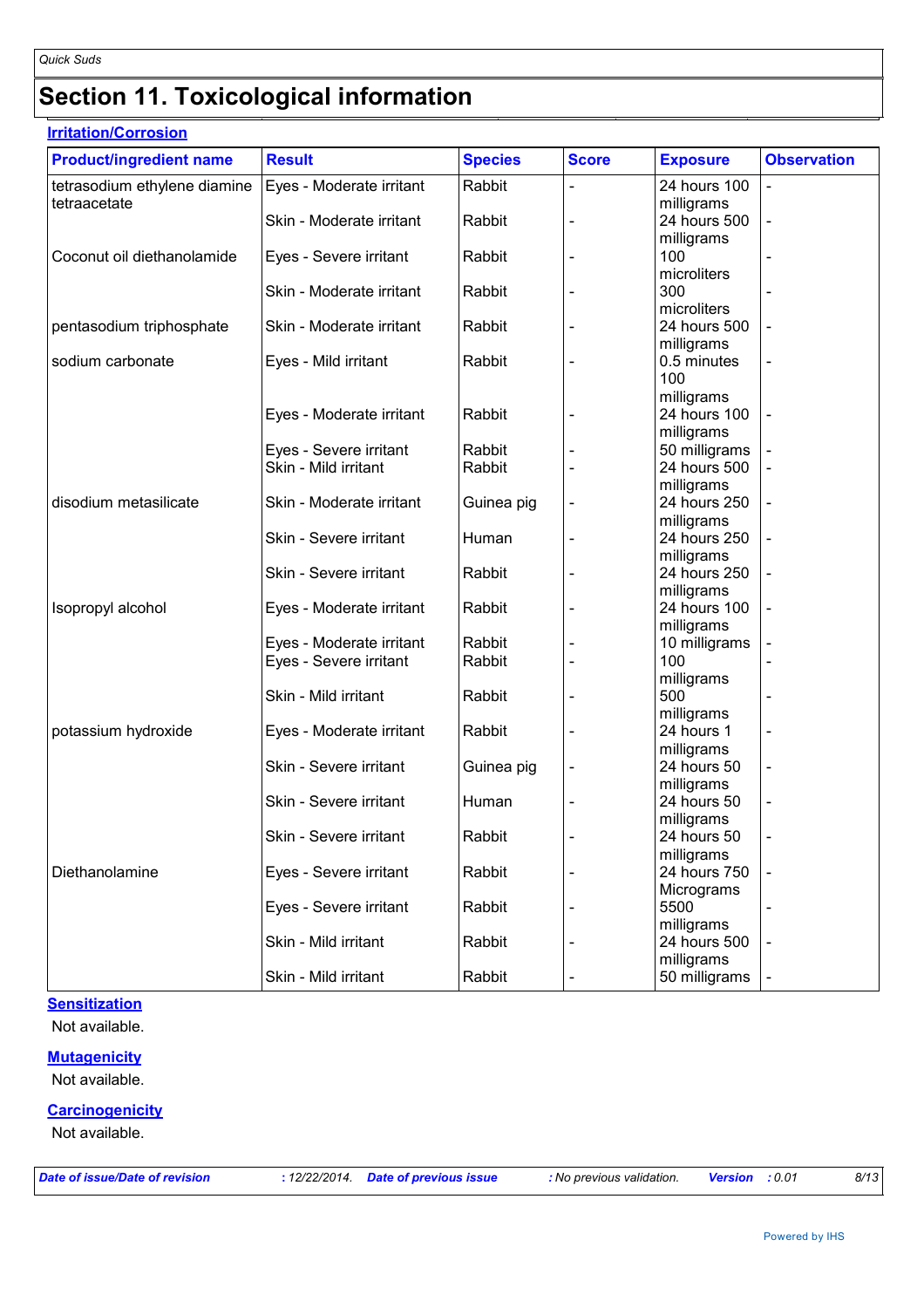# Section 11. Toxicological information

**Irritation/Corrosion**

| Product/ingredient name | Result | Species | Score | Exposure | Observation |
|---|---|---|---|---|---|
| tetrasodium ethylene diamine tetraacetate | Eyes - Moderate irritant | Rabbit | - | 24 hours 100 milligrams | - |
| | Skin - Moderate irritant | Rabbit | - | 24 hours 500 milligrams | - |
| Coconut oil diethanolamide | Eyes - Severe irritant | Rabbit | - | 100 microliters | - |
| | Skin - Moderate irritant | Rabbit | - | 300 microliters | - |
| pentasodium triphosphate | Skin - Moderate irritant | Rabbit | - | 24 hours 500 milligrams | - |
| sodium carbonate | Eyes - Mild irritant | Rabbit | - | 0.5 minutes 100 milligrams | - |
| | Eyes - Moderate irritant | Rabbit | - | 24 hours 100 milligrams | - |
| | Eyes - Severe irritant | Rabbit | - | 50 milligrams | - |
| | Skin - Mild irritant | Rabbit | - | 24 hours 500 milligrams | - |
| disodium metasilicate | Skin - Moderate irritant | Guinea pig | - | 24 hours 250 milligrams | - |
| | Skin - Severe irritant | Human | - | 24 hours 250 milligrams | - |
| | Skin - Severe irritant | Rabbit | - | 24 hours 250 milligrams | - |
| Isopropyl alcohol | Eyes - Moderate irritant | Rabbit | - | 24 hours 100 milligrams | - |
| | Eyes - Moderate irritant | Rabbit | - | 10 milligrams | - |
| | Eyes - Severe irritant | Rabbit | - | 100 milligrams | - |
| | Skin - Mild irritant | Rabbit | - | 500 milligrams | - |
| potassium hydroxide | Eyes - Moderate irritant | Rabbit | - | 24 hours 1 milligrams | - |
| | Skin - Severe irritant | Guinea pig | - | 24 hours 50 milligrams | - |
| | Skin - Severe irritant | Human | - | 24 hours 50 milligrams | - |
| | Skin - Severe irritant | Rabbit | - | 24 hours 50 milligrams | - |
| Diethanolamine | Eyes - Severe irritant | Rabbit | - | 24 hours 750 Micrograms | - |
| | Eyes - Severe irritant | Rabbit | - | 5500 milligrams | - |
| | Skin - Mild irritant | Rabbit | - | 24 hours 500 milligrams | - |
| | Skin - Mild irritant | Rabbit | - | 50 milligrams | - |

**Sensitization**

Not available.

**Mutagenicity**

Not available.

**Carcinogenicity**

Not available.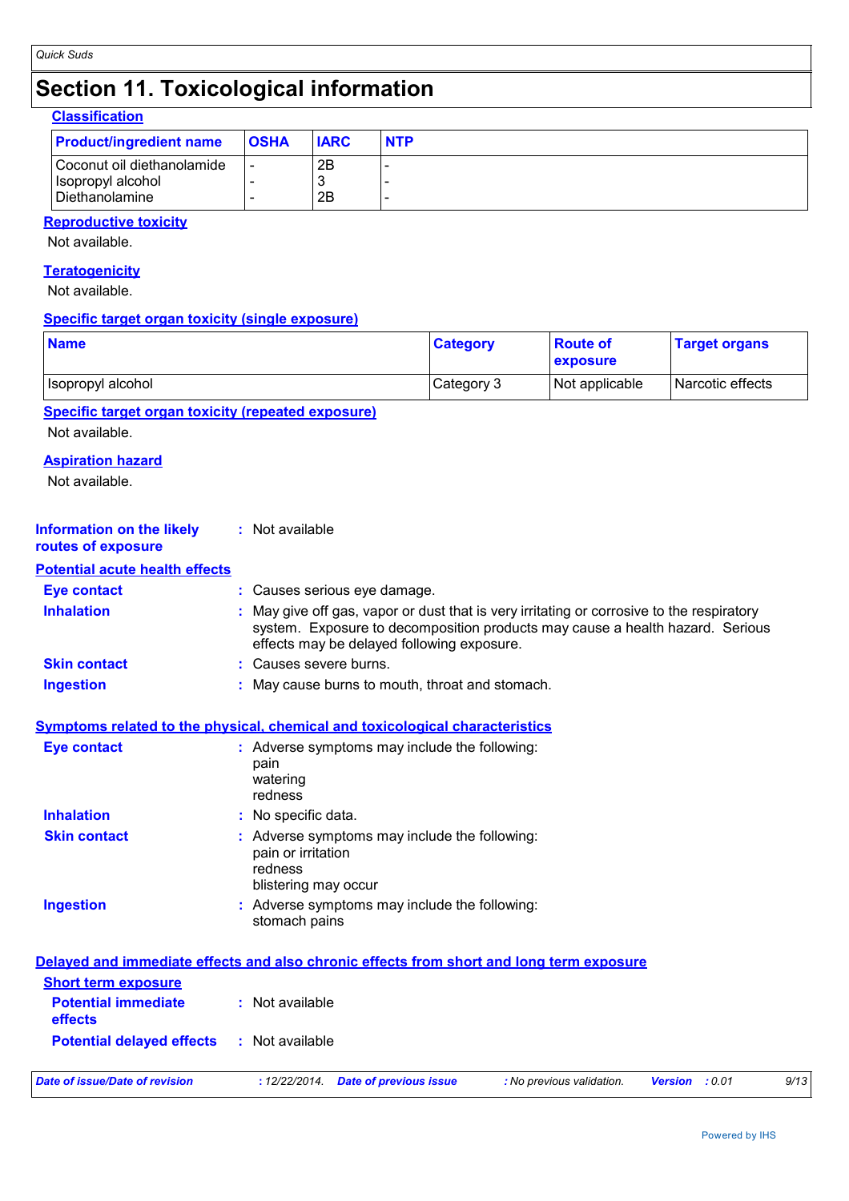# Section 11. Toxicological information

### Classification

| Product/ingredient name | OSHA | IARC | NTP |
|---|---|---|---|
| Coconut oil diethanolamide | - | 2B | - |
| Isopropyl alcohol | - | 3 | - |
| Diethanolamine | - | 2B | - |

### Reproductive toxicity

Not available.

### Teratogenicity

Not available.

### Specific target organ toxicity (single exposure)

| Name | Category | Route of exposure | Target organs |
|---|---|---|---|
| Isopropyl alcohol | Category 3 | Not applicable | Narcotic effects |

### Specific target organ toxicity (repeated exposure)

Not available.

### Aspiration hazard

Not available.

**Information on the likely routes of exposure** : Not available

### Potential acute health effects

**Eye contact** : Causes serious eye damage.

**Inhalation** : May give off gas, vapor or dust that is very irritating or corrosive to the respiratory system. Exposure to decomposition products may cause a health hazard. Serious effects may be delayed following exposure.

**Skin contact** : Causes severe burns.

**Ingestion** : May cause burns to mouth, throat and stomach.

### Symptoms related to the physical, chemical and toxicological characteristics

**Eye contact** : Adverse symptoms may include the following:
pain
watering
redness

**Inhalation** : No specific data.

**Skin contact** : Adverse symptoms may include the following:
pain or irritation
redness
blistering may occur

**Ingestion** : Adverse symptoms may include the following:
stomach pains

### Delayed and immediate effects and also chronic effects from short and long term exposure

#### Short term exposure

**Potential immediate effects** : Not available

**Potential delayed effects** : Not available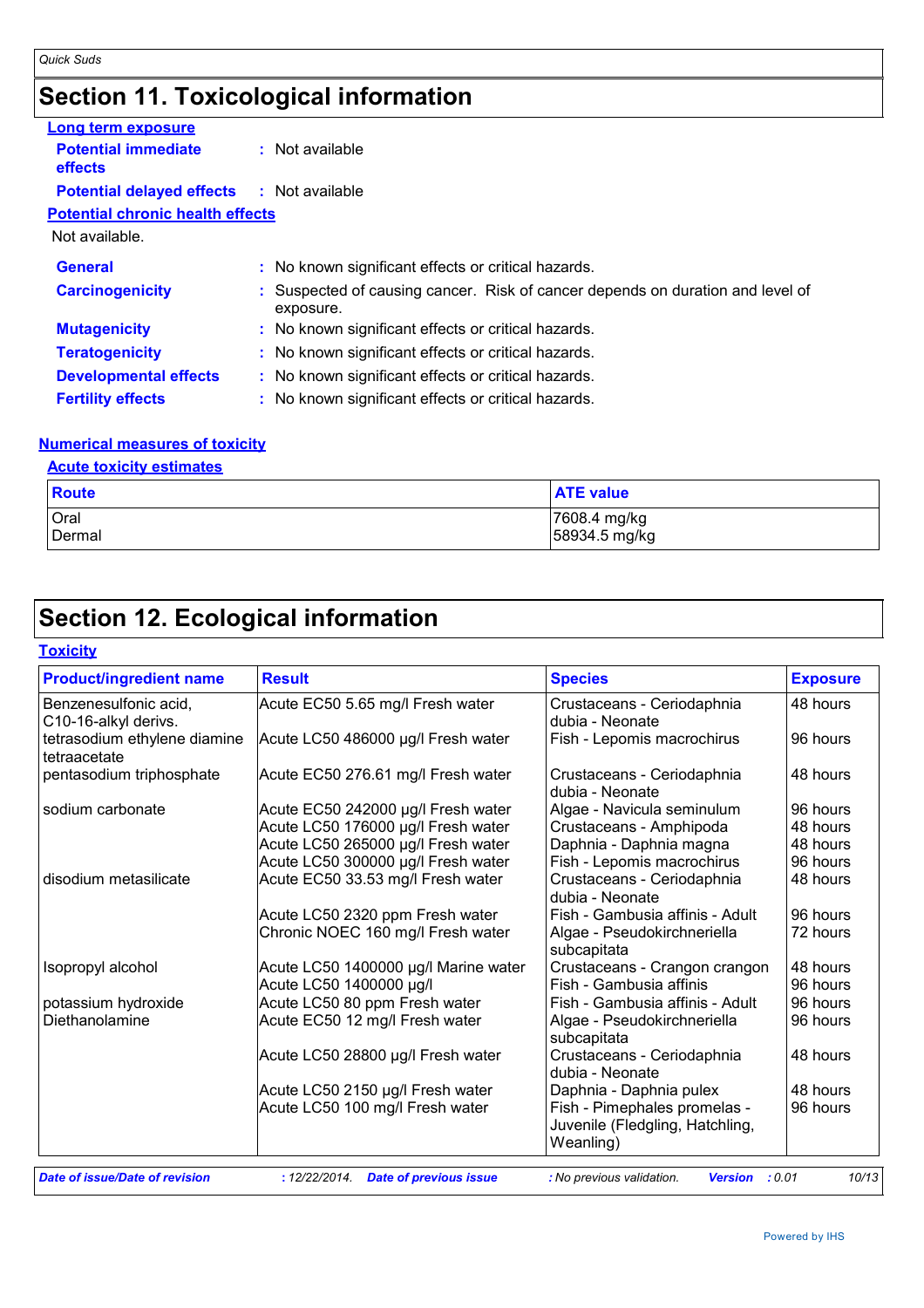# Section 11. Toxicological information

**Long term exposure**

**Potential immediate effects** : Not available

**Potential delayed effects** : Not available

**Potential chronic health effects**

Not available.

**General** : No known significant effects or critical hazards.

**Carcinogenicity** : Suspected of causing cancer. Risk of cancer depends on duration and level of exposure.

**Mutagenicity** : No known significant effects or critical hazards.

**Teratogenicity** : No known significant effects or critical hazards.

**Developmental effects** : No known significant effects or critical hazards.

**Fertility effects** : No known significant effects or critical hazards.

**Numerical measures of toxicity**

**Acute toxicity estimates**

| Route | ATE value |
|---|---|
| Oral | 7608.4 mg/kg |
| Dermal | 58934.5 mg/kg |

# Section 12. Ecological information

**Toxicity**

| Product/ingredient name | Result | Species | Exposure |
|---|---|---|---|
| Benzenesulfonic acid, C10-16-alkyl derivs. | Acute EC50 5.65 mg/l Fresh water | Crustaceans - Ceriodaphnia dubia - Neonate | 48 hours |
| tetrasodium ethylene diamine tetraacetate | Acute LC50 486000 µg/l Fresh water | Fish - Lepomis macrochirus | 96 hours |
| pentasodium triphosphate | Acute EC50 276.61 mg/l Fresh water | Crustaceans - Ceriodaphnia dubia - Neonate | 48 hours |
| sodium carbonate | Acute EC50 242000 µg/l Fresh water | Algae - Navicula seminulum | 96 hours |
| | Acute LC50 176000 µg/l Fresh water | Crustaceans - Amphipoda | 48 hours |
| | Acute LC50 265000 µg/l Fresh water | Daphnia - Daphnia magna | 48 hours |
| | Acute LC50 300000 µg/l Fresh water | Fish - Lepomis macrochirus | 96 hours |
| disodium metasilicate | Acute EC50 33.53 mg/l Fresh water | Crustaceans - Ceriodaphnia dubia - Neonate | 48 hours |
| | Acute LC50 2320 ppm Fresh water | Fish - Gambusia affinis - Adult | 96 hours |
| | Chronic NOEC 160 mg/l Fresh water | Algae - Pseudokirchneriella subcapitata | 72 hours |
| Isopropyl alcohol | Acute LC50 1400000 µg/l Marine water | Crustaceans - Crangon crangon | 48 hours |
| | Acute LC50 1400000 µg/l | Fish - Gambusia affinis | 96 hours |
| potassium hydroxide | Acute LC50 80 ppm Fresh water | Fish - Gambusia affinis - Adult | 96 hours |
| Diethanolamine | Acute EC50 12 mg/l Fresh water | Algae - Pseudokirchneriella subcapitata | 96 hours |
| | Acute LC50 28800 µg/l Fresh water | Crustaceans - Ceriodaphnia dubia - Neonate | 48 hours |
| | Acute LC50 2150 µg/l Fresh water | Daphnia - Daphnia pulex | 48 hours |
| | Acute LC50 100 mg/l Fresh water | Fish - Pimephales promelas - Juvenile (Fledgling, Hatchling, Weanling) | 96 hours |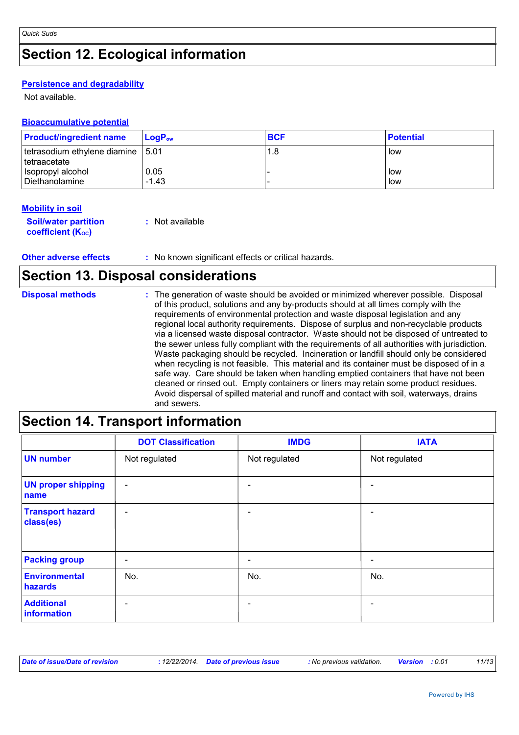# Section 12. Ecological information

**Persistence and degradability**

Not available.

**Bioaccumulative potential**

| Product/ingredient name | $LogP_{ow}$ | BCF | Potential |
|---|---|---|---|
| tetrasodium ethylene diamine tetraacetate | 5.01 | 1.8 | low |
| Isopropyl alcohol | 0.05 | - | low |
| Diethanolamine | -1.43 | - | low |

**Mobility in soil**

**Soil/water partition coefficient ($K_{OC}$)** : Not available

**Other adverse effects** : No known significant effects or critical hazards.

# Section 13. Disposal considerations

**Disposal methods** : The generation of waste should be avoided or minimized wherever possible. Disposal of this product, solutions and any by-products should at all times comply with the requirements of environmental protection and waste disposal legislation and any regional local authority requirements. Dispose of surplus and non-recyclable products via a licensed waste disposal contractor. Waste should not be disposed of untreated to the sewer unless fully compliant with the requirements of all authorities with jurisdiction. Waste packaging should be recycled. Incineration or landfill should only be considered when recycling is not feasible. This material and its container must be disposed of in a safe way. Care should be taken when handling emptied containers that have not been cleaned or rinsed out. Empty containers or liners may retain some product residues. Avoid dispersal of spilled material and runoff and contact with soil, waterways, drains and sewers.

# Section 14. Transport information

| | DOT Classification | IMDG | IATA |
|---|---|---|---|
| **UN number** | Not regulated | Not regulated | Not regulated |
| **UN proper shipping name** | - | - | - |
| **Transport hazard class(es)** | - | - | - |
| **Packing group** | - | - | - |
| **Environmental hazards** | No. | No. | No. |
| **Additional information** | - | - | - |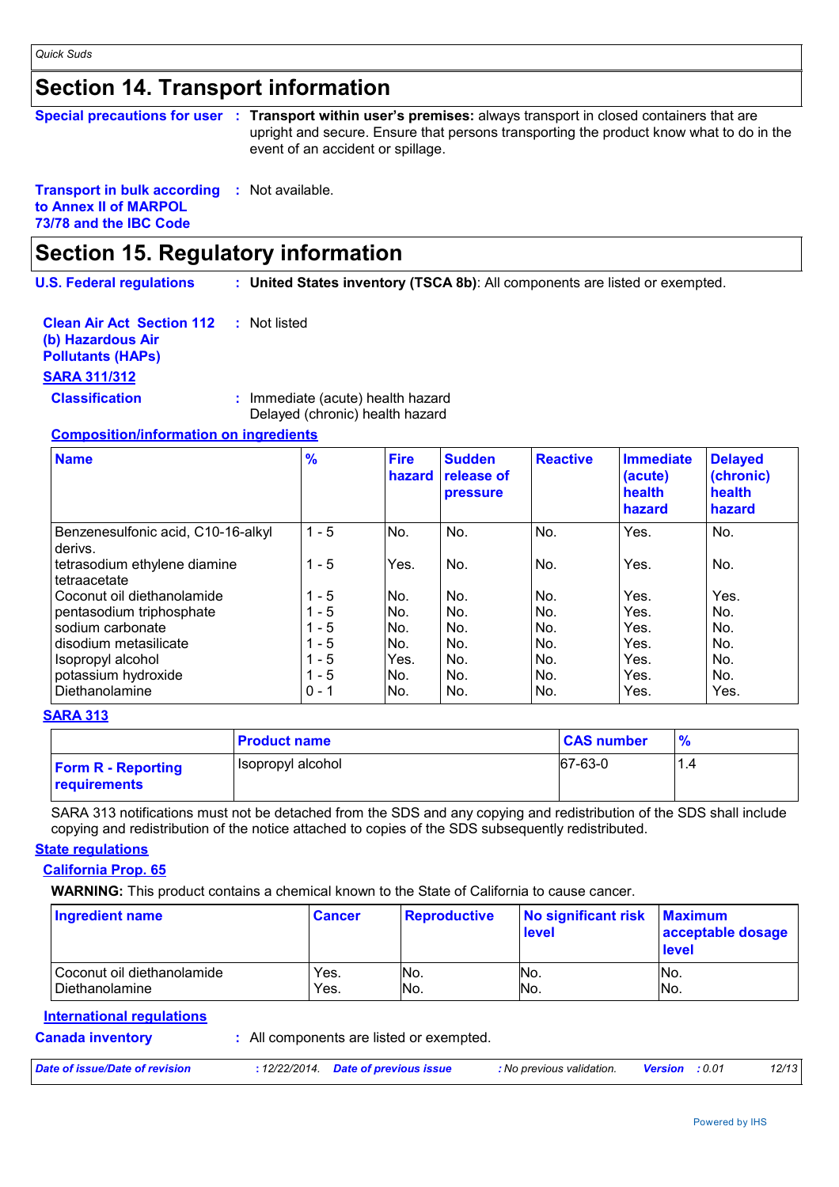# Section 14. Transport information

**Special precautions for user** : **Transport within user's premises:** always transport in closed containers that are upright and secure. Ensure that persons transporting the product know what to do in the event of an accident or spillage.

**Transport in bulk according to Annex II of MARPOL 73/78 and the IBC Code** : Not available.

# Section 15. Regulatory information

**U.S. Federal regulations** : **United States inventory (TSCA 8b)**: All components are listed or exempted.

**Clean Air Act Section 112 (b) Hazardous Air Pollutants (HAPs)** : Not listed

**SARA 311/312**

**Classification** : Immediate (acute) health hazard
Delayed (chronic) health hazard

**Composition/information on ingredients**

| Name | % | Fire hazard | Sudden release of pressure | Reactive | Immediate (acute) health hazard | Delayed (chronic) health hazard |
|---|---|---|---|---|---|---|
| Benzenesulfonic acid, C10-16-alkyl derivs. | 1 - 5 | No. | No. | No. | Yes. | No. |
| tetrasodium ethylene diamine tetraacetate | 1 - 5 | Yes. | No. | No. | Yes. | No. |
| Coconut oil diethanolamide | 1 - 5 | No. | No. | No. | Yes. | Yes. |
| pentasodium triphosphate | 1 - 5 | No. | No. | No. | Yes. | No. |
| sodium carbonate | 1 - 5 | No. | No. | No. | Yes. | No. |
| disodium metasilicate | 1 - 5 | No. | No. | No. | Yes. | No. |
| Isopropyl alcohol | 1 - 5 | Yes. | No. | No. | Yes. | No. |
| potassium hydroxide | 1 - 5 | No. | No. | No. | Yes. | No. |
| Diethanolamine | 0 - 1 | No. | No. | No. | Yes. | Yes. |

**SARA 313**

| | Product name | CAS number | % |
|---|---|---|---|
| **Form R - Reporting requirements** | Isopropyl alcohol | 67-63-0 | 1.4 |

SARA 313 notifications must not be detached from the SDS and any copying and redistribution of the SDS shall include copying and redistribution of the notice attached to copies of the SDS subsequently redistributed.

**State regulations**

**California Prop. 65**

**WARNING:** This product contains a chemical known to the State of California to cause cancer.

| Ingredient name | Cancer | Reproductive | No significant risk level | Maximum acceptable dosage level |
|---|---|---|---|---|
| Coconut oil diethanolamide | Yes. | No. | No. | No. |
| Diethanolamine | Yes. | No. | No. | No. |

**International regulations**

**Canada inventory** : All components are listed or exempted.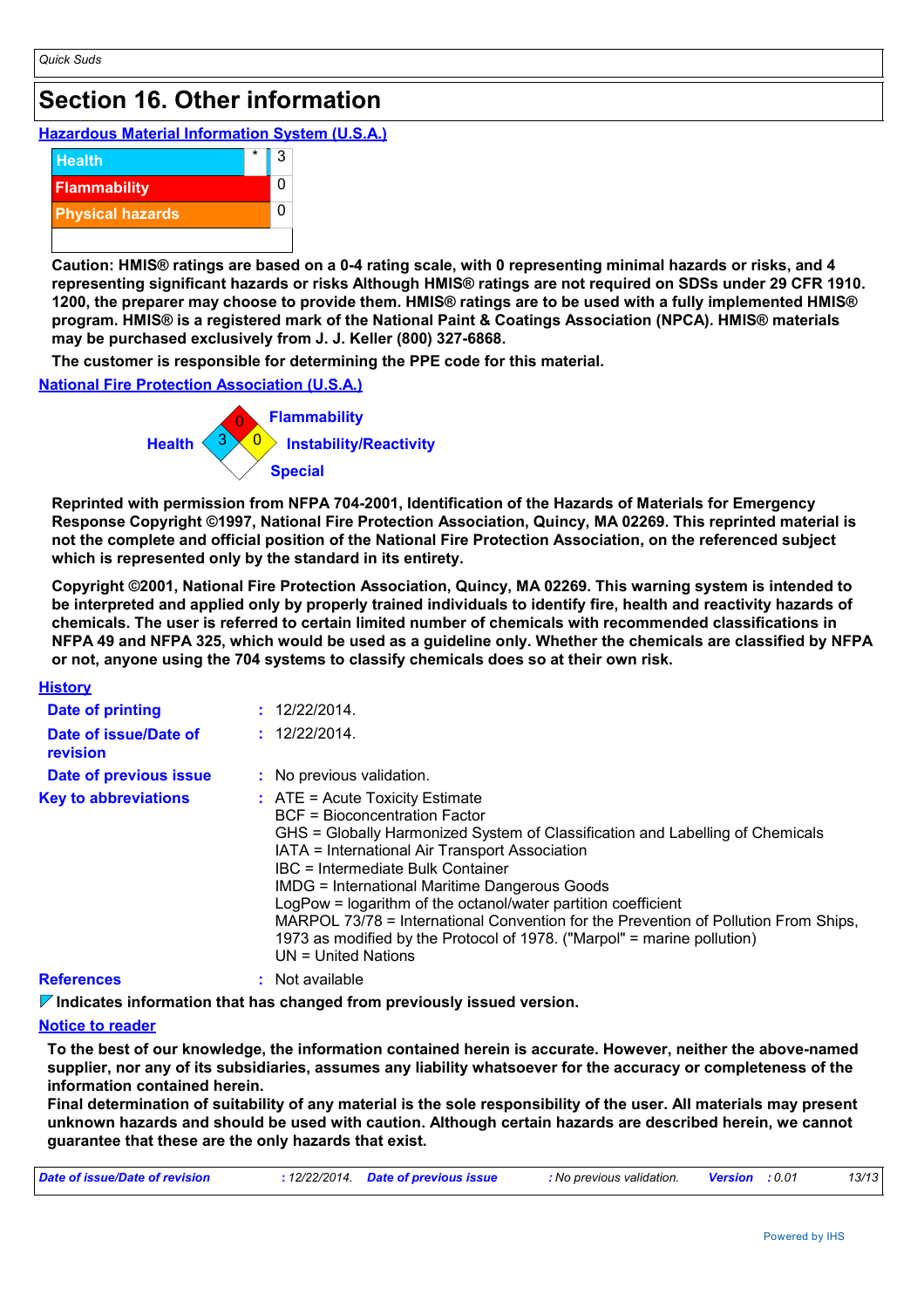# Section 16. Other information

**Hazardous Material Information System (U.S.A.)**

| | | |
|---|---|---|
| Health | * | 3 |
| Flammability | | 0 |
| Physical hazards | | 0 |

**Caution: HMIS® ratings are based on a 0-4 rating scale, with 0 representing minimal hazards or risks, and 4 representing significant hazards or risks Although HMIS® ratings are not required on SDSs under 29 CFR 1910. 1200, the preparer may choose to provide them. HMIS® ratings are to be used with a fully implemented HMIS® program. HMIS® is a registered mark of the National Paint & Coatings Association (NPCA). HMIS® materials may be purchased exclusively from J. J. Keller (800) 327-6868.**

**The customer is responsible for determining the PPE code for this material.**

**National Fire Protection Association (U.S.A.)**

Flammability: 0
Health: 3
Instability/Reactivity: 0
Special

**Reprinted with permission from NFPA 704-2001, Identification of the Hazards of Materials for Emergency Response Copyright ©1997, National Fire Protection Association, Quincy, MA 02269. This reprinted material is not the complete and official position of the National Fire Protection Association, on the referenced subject which is represented only by the standard in its entirety.**

**Copyright ©2001, National Fire Protection Association, Quincy, MA 02269. This warning system is intended to be interpreted and applied only by properly trained individuals to identify fire, health and reactivity hazards of chemicals. The user is referred to certain limited number of chemicals with recommended classifications in NFPA 49 and NFPA 325, which would be used as a guideline only. Whether the chemicals are classified by NFPA or not, anyone using the 704 systems to classify chemicals does so at their own risk.**

**History**

**Date of printing** : 12/22/2014.

**Date of issue/Date of revision** : 12/22/2014.

**Date of previous issue** : No previous validation.

**Key to abbreviations** : ATE = Acute Toxicity Estimate
BCF = Bioconcentration Factor
GHS = Globally Harmonized System of Classification and Labelling of Chemicals
IATA = International Air Transport Association
IBC = Intermediate Bulk Container
IMDG = International Maritime Dangerous Goods
LogPow = logarithm of the octanol/water partition coefficient
MARPOL 73/78 = International Convention for the Prevention of Pollution From Ships, 1973 as modified by the Protocol of 1978. ("Marpol" = marine pollution)
UN = United Nations

**References** : Not available

**Indicates information that has changed from previously issued version.**

**Notice to reader**

**To the best of our knowledge, the information contained herein is accurate. However, neither the above-named supplier, nor any of its subsidiaries, assumes any liability whatsoever for the accuracy or completeness of the information contained herein.**
**Final determination of suitability of any material is the sole responsibility of the user. All materials may present unknown hazards and should be used with caution. Although certain hazards are described herein, we cannot guarantee that these are the only hazards that exist.**